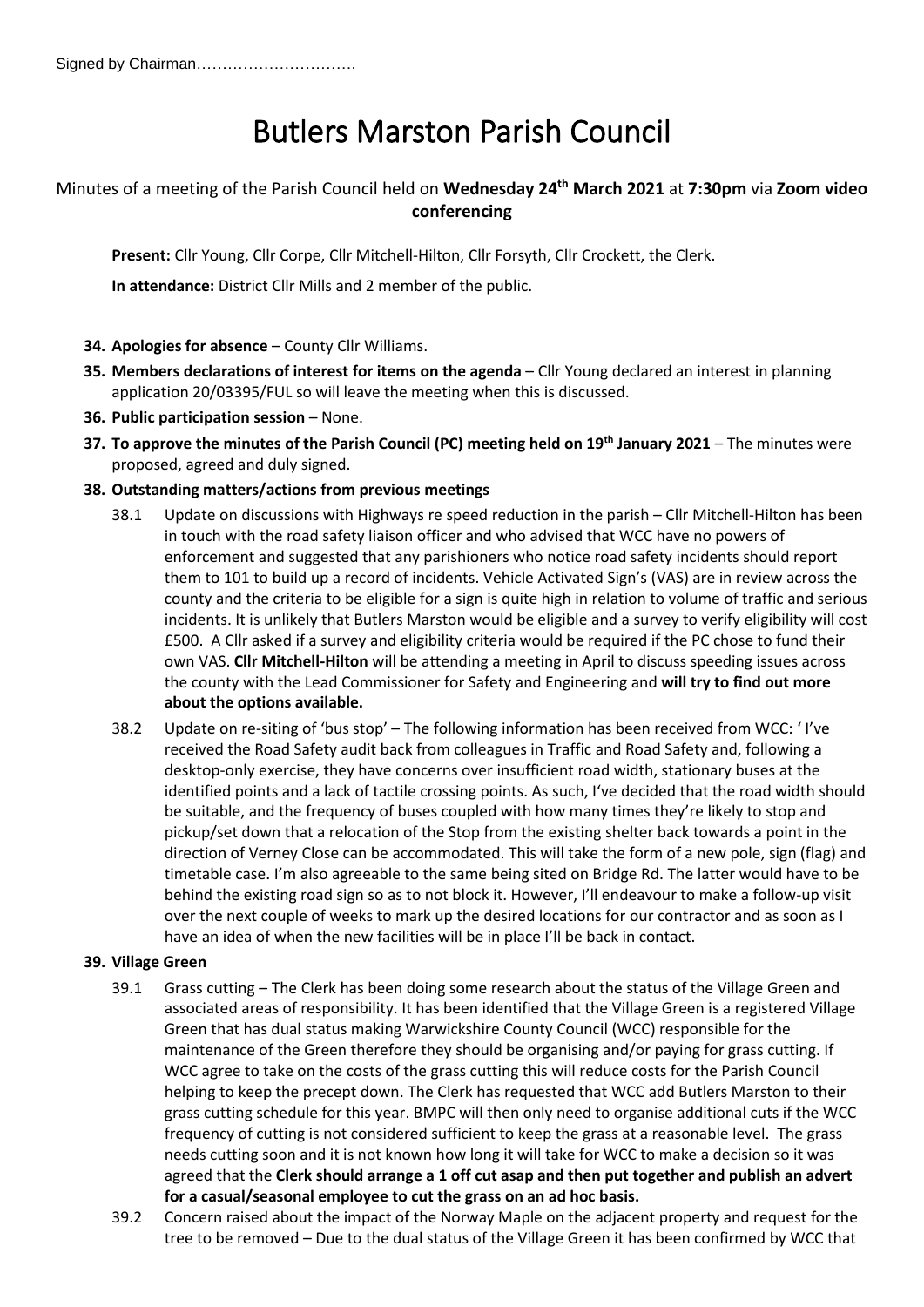Signed by Chairman………………………….

# Butlers Marston Parish Council

Minutes of a meeting of the Parish Council held on **Wednesday 24th March 2021** at **7:30pm** via **Zoom video conferencing**

**Present:** Cllr Young, Cllr Corpe, Cllr Mitchell-Hilton, Cllr Forsyth, Cllr Crockett, the Clerk.

**In attendance:** District Cllr Mills and 2 member of the public.

34. **Apologies for absence** – County Cllr Williams.
35. **Members declarations of interest for items on the agenda** – Cllr Young declared an interest in planning application 20/03395/FUL so will leave the meeting when this is discussed.
36. **Public participation session** – None.
37. **To approve the minutes of the Parish Council (PC) meeting held on 19th January 2021** – The minutes were proposed, agreed and duly signed.
38. **Outstanding matters/actions from previous meetings**
    - 38.1 Update on discussions with Highways re speed reduction in the parish – Cllr Mitchell-Hilton has been in touch with the road safety liaison officer and who advised that WCC have no powers of enforcement and suggested that any parishioners who notice road safety incidents should report them to 101 to build up a record of incidents. Vehicle Activated Sign's (VAS) are in review across the county and the criteria to be eligible for a sign is quite high in relation to volume of traffic and serious incidents. It is unlikely that Butlers Marston would be eligible and a survey to verify eligibility will cost £500. A Cllr asked if a survey and eligibility criteria would be required if the PC chose to fund their own VAS. **Cllr Mitchell-Hilton** will be attending a meeting in April to discuss speeding issues across the county with the Lead Commissioner for Safety and Engineering and **will try to find out more about the options available.**
    - 38.2 Update on re-siting of 'bus stop' – The following information has been received from WCC: ' I've received the Road Safety audit back from colleagues in Traffic and Road Safety and, following a desktop-only exercise, they have concerns over insufficient road width, stationary buses at the identified points and a lack of tactile crossing points. As such, I've decided that the road width should be suitable, and the frequency of buses coupled with how many times they're likely to stop and pickup/set down that a relocation of the Stop from the existing shelter back towards a point in the direction of Verney Close can be accommodated. This will take the form of a new pole, sign (flag) and timetable case. I'm also agreeable to the same being sited on Bridge Rd. The latter would have to be behind the existing road sign so as to not block it. However, I'll endeavour to make a follow-up visit over the next couple of weeks to mark up the desired locations for our contractor and as soon as I have an idea of when the new facilities will be in place I'll be back in contact.
39. **Village Green**
    - 39.1 Grass cutting – The Clerk has been doing some research about the status of the Village Green and associated areas of responsibility. It has been identified that the Village Green is a registered Village Green that has dual status making Warwickshire County Council (WCC) responsible for the maintenance of the Green therefore they should be organising and/or paying for grass cutting. If WCC agree to take on the costs of the grass cutting this will reduce costs for the Parish Council helping to keep the precept down. The Clerk has requested that WCC add Butlers Marston to their grass cutting schedule for this year. BMPC will then only need to organise additional cuts if the WCC frequency of cutting is not considered sufficient to keep the grass at a reasonable level. The grass needs cutting soon and it is not known how long it will take for WCC to make a decision so it was agreed that the **Clerk should arrange a 1 off cut asap and then put together and publish an advert for a casual/seasonal employee to cut the grass on an ad hoc basis.**
    - 39.2 Concern raised about the impact of the Norway Maple on the adjacent property and request for the tree to be removed – Due to the dual status of the Village Green it has been confirmed by WCC that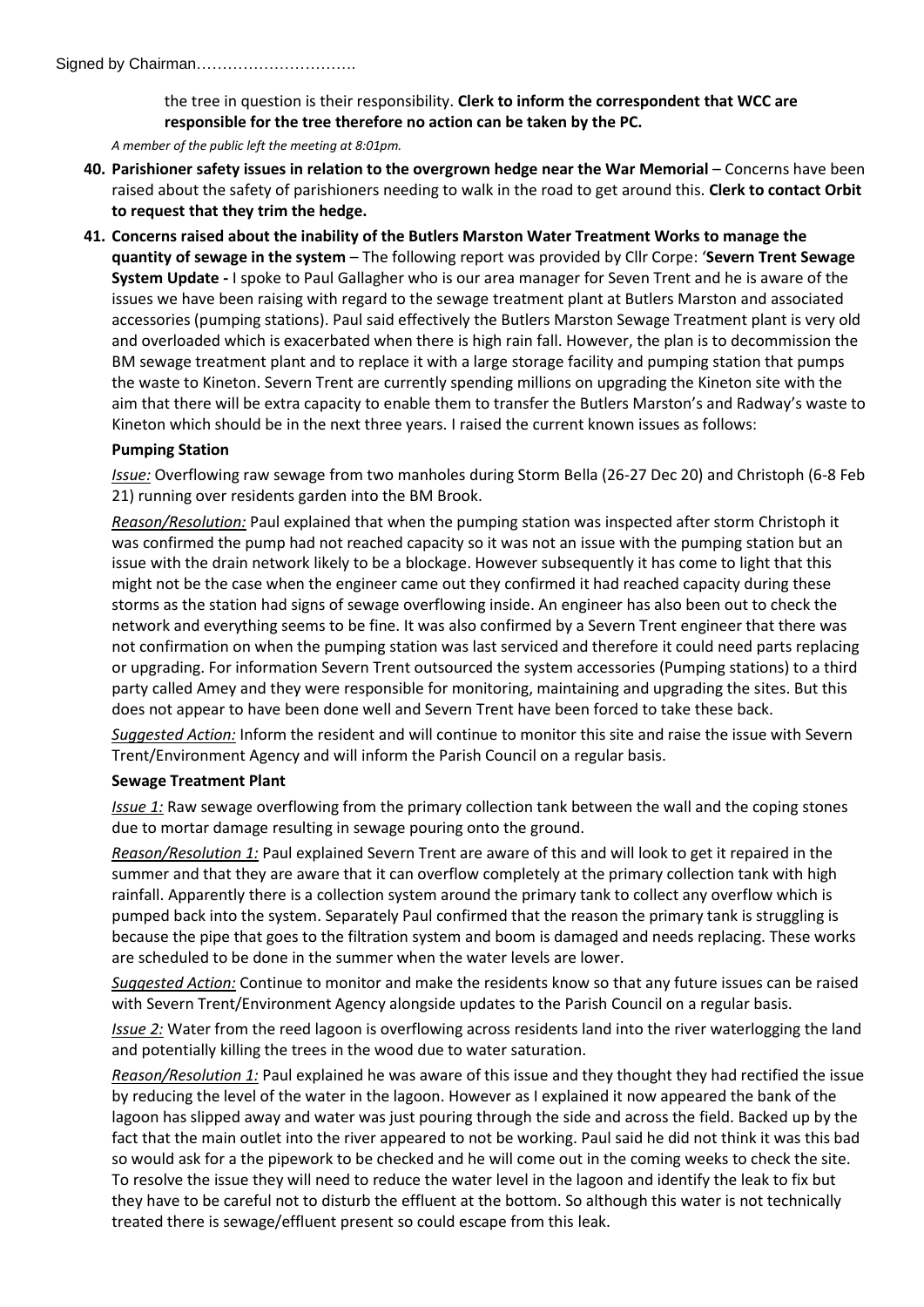the tree in question is their responsibility. **Clerk to inform the correspondent that WCC are responsible for the tree therefore no action can be taken by the PC.**

*A member of the public left the meeting at 8:01pm.*

**40. Parishioner safety issues in relation to the overgrown hedge near the War Memorial** – Concerns have been raised about the safety of parishioners needing to walk in the road to get around this. **Clerk to contact Orbit to request that they trim the hedge.**

**41. Concerns raised about the inability of the Butlers Marston Water Treatment Works to manage the quantity of sewage in the system** – The following report was provided by Cllr Corpe: '**Severn Trent Sewage System Update -** I spoke to Paul Gallagher who is our area manager for Seven Trent and he is aware of the issues we have been raising with regard to the sewage treatment plant at Butlers Marston and associated accessories (pumping stations). Paul said effectively the Butlers Marston Sewage Treatment plant is very old and overloaded which is exacerbated when there is high rain fall. However, the plan is to decommission the BM sewage treatment plant and to replace it with a large storage facility and pumping station that pumps the waste to Kineton. Severn Trent are currently spending millions on upgrading the Kineton site with the aim that there will be extra capacity to enable them to transfer the Butlers Marston's and Radway's waste to Kineton which should be in the next three years. I raised the current known issues as follows:

**Pumping Station**

*Issue:* Overflowing raw sewage from two manholes during Storm Bella (26-27 Dec 20) and Christoph (6-8 Feb 21) running over residents garden into the BM Brook.

*Reason/Resolution:* Paul explained that when the pumping station was inspected after storm Christoph it was confirmed the pump had not reached capacity so it was not an issue with the pumping station but an issue with the drain network likely to be a blockage. However subsequently it has come to light that this might not be the case when the engineer came out they confirmed it had reached capacity during these storms as the station had signs of sewage overflowing inside. An engineer has also been out to check the network and everything seems to be fine. It was also confirmed by a Severn Trent engineer that there was not confirmation on when the pumping station was last serviced and therefore it could need parts replacing or upgrading. For information Severn Trent outsourced the system accessories (Pumping stations) to a third party called Amey and they were responsible for monitoring, maintaining and upgrading the sites. But this does not appear to have been done well and Severn Trent have been forced to take these back.

*Suggested Action:* Inform the resident and will continue to monitor this site and raise the issue with Severn Trent/Environment Agency and will inform the Parish Council on a regular basis.

**Sewage Treatment Plant**

*Issue 1:* Raw sewage overflowing from the primary collection tank between the wall and the coping stones due to mortar damage resulting in sewage pouring onto the ground.

*Reason/Resolution 1:* Paul explained Severn Trent are aware of this and will look to get it repaired in the summer and that they are aware that it can overflow completely at the primary collection tank with high rainfall. Apparently there is a collection system around the primary tank to collect any overflow which is pumped back into the system. Separately Paul confirmed that the reason the primary tank is struggling is because the pipe that goes to the filtration system and boom is damaged and needs replacing. These works are scheduled to be done in the summer when the water levels are lower.

*Suggested Action:* Continue to monitor and make the residents know so that any future issues can be raised with Severn Trent/Environment Agency alongside updates to the Parish Council on a regular basis.

*Issue 2:* Water from the reed lagoon is overflowing across residents land into the river waterlogging the land and potentially killing the trees in the wood due to water saturation.

*Reason/Resolution 1:* Paul explained he was aware of this issue and they thought they had rectified the issue by reducing the level of the water in the lagoon. However as I explained it now appeared the bank of the lagoon has slipped away and water was just pouring through the side and across the field. Backed up by the fact that the main outlet into the river appeared to not be working. Paul said he did not think it was this bad so would ask for a the pipework to be checked and he will come out in the coming weeks to check the site. To resolve the issue they will need to reduce the water level in the lagoon and identify the leak to fix but they have to be careful not to disturb the effluent at the bottom. So although this water is not technically treated there is sewage/effluent present so could escape from this leak.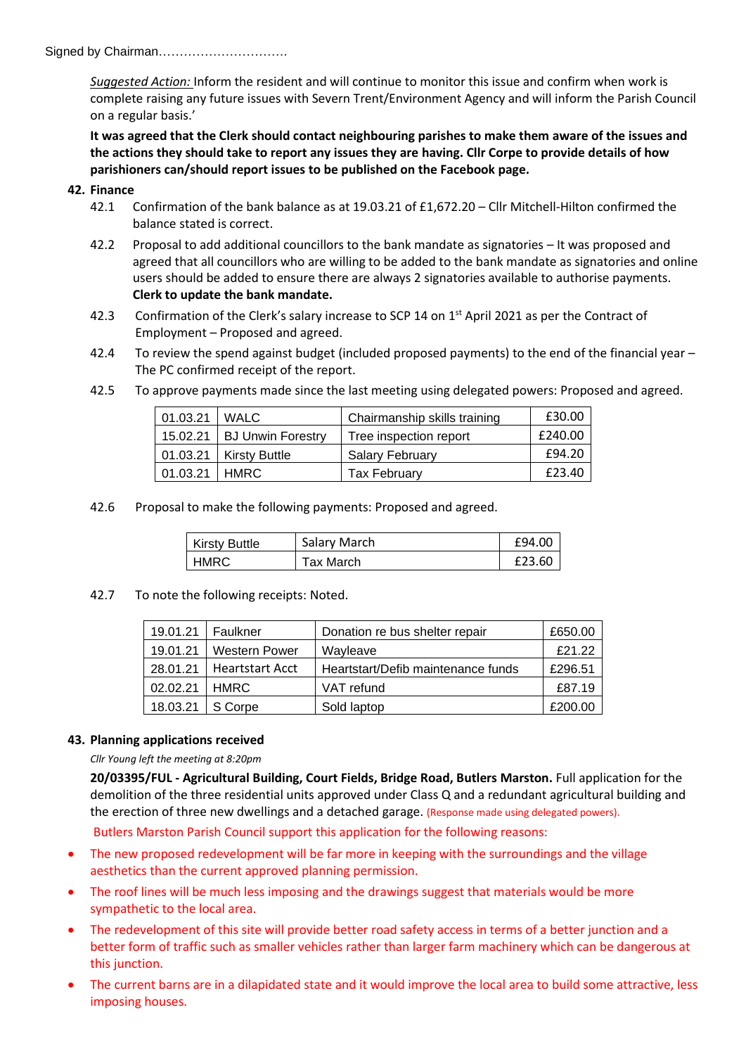Signed by Chairman…………………………

*Suggested Action:* Inform the resident and will continue to monitor this issue and confirm when work is complete raising any future issues with Severn Trent/Environment Agency and will inform the Parish Council on a regular basis.'

**It was agreed that the Clerk should contact neighbouring parishes to make them aware of the issues and the actions they should take to report any issues they are having. Cllr Corpe to provide details of how parishioners can/should report issues to be published on the Facebook page.**

**42. Finance**

42.1 Confirmation of the bank balance as at 19.03.21 of £1,672.20 – Cllr Mitchell-Hilton confirmed the balance stated is correct.

42.2 Proposal to add additional councillors to the bank mandate as signatories – It was proposed and agreed that all councillors who are willing to be added to the bank mandate as signatories and online users should be added to ensure there are always 2 signatories available to authorise payments. **Clerk to update the bank mandate.**

42.3 Confirmation of the Clerk's salary increase to SCP 14 on 1st April 2021 as per the Contract of Employment – Proposed and agreed.

42.4 To review the spend against budget (included proposed payments) to the end of the financial year – The PC confirmed receipt of the report.

42.5 To approve payments made since the last meeting using delegated powers: Proposed and agreed.

| | | | |
|---|---|---|---|
| 01.03.21 | WALC | Chairmanship skills training | £30.00 |
| 15.02.21 | BJ Unwin Forestry | Tree inspection report | £240.00 |
| 01.03.21 | Kirsty Buttle | Salary February | £94.20 |
| 01.03.21 | HMRC | Tax February | £23.40 |

42.6 Proposal to make the following payments: Proposed and agreed.

| | | |
|---|---|---|
| Kirsty Buttle | Salary March | £94.00 |
| HMRC | Tax March | £23.60 |

42.7 To note the following receipts: Noted.

| | | | |
|---|---|---|---|
| 19.01.21 | Faulkner | Donation re bus shelter repair | £650.00 |
| 19.01.21 | Western Power | Wayleave | £21.22 |
| 28.01.21 | Heartstart Acct | Heartstart/Defib maintenance funds | £296.51 |
| 02.02.21 | HMRC | VAT refund | £87.19 |
| 18.03.21 | S Corpe | Sold laptop | £200.00 |

**43. Planning applications received**

*Cllr Young left the meeting at 8:20pm*

**20/03395/FUL - Agricultural Building, Court Fields, Bridge Road, Butlers Marston.** Full application for the demolition of the three residential units approved under Class Q and a redundant agricultural building and the erection of three new dwellings and a detached garage. (Response made using delegated powers).

Butlers Marston Parish Council support this application for the following reasons:

- The new proposed redevelopment will be far more in keeping with the surroundings and the village aesthetics than the current approved planning permission.
- The roof lines will be much less imposing and the drawings suggest that materials would be more sympathetic to the local area.
- The redevelopment of this site will provide better road safety access in terms of a better junction and a better form of traffic such as smaller vehicles rather than larger farm machinery which can be dangerous at this junction.
- The current barns are in a dilapidated state and it would improve the local area to build some attractive, less imposing houses.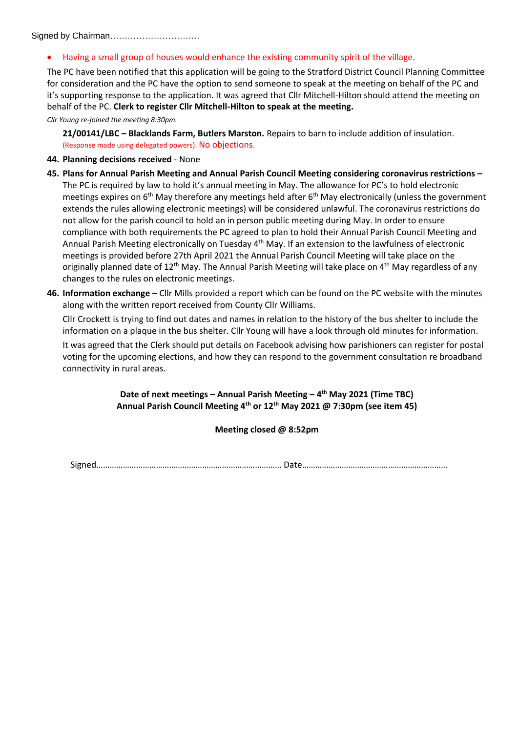Signed by Chairman…………………………

- Having a small group of houses would enhance the existing community spirit of the village.

The PC have been notified that this application will be going to the Stratford District Council Planning Committee for consideration and the PC have the option to send someone to speak at the meeting on behalf of the PC and it's supporting response to the application. It was agreed that Cllr Mitchell-Hilton should attend the meeting on behalf of the PC. **Clerk to register Cllr Mitchell-Hilton to speak at the meeting.**

*Cllr Young re-joined the meeting 8:30pm.*

**21/00141/LBC – Blacklands Farm, Butlers Marston.** Repairs to barn to include addition of insulation. (Response made using delegated powers). No objections.

**44. Planning decisions received** - None

**45. Plans for Annual Parish Meeting and Annual Parish Council Meeting considering coronavirus restrictions –** The PC is required by law to hold it's annual meeting in May. The allowance for PC's to hold electronic meetings expires on 6th May therefore any meetings held after 6th May electronically (unless the government extends the rules allowing electronic meetings) will be considered unlawful. The coronavirus restrictions do not allow for the parish council to hold an in person public meeting during May. In order to ensure compliance with both requirements the PC agreed to plan to hold their Annual Parish Council Meeting and Annual Parish Meeting electronically on Tuesday 4th May. If an extension to the lawfulness of electronic meetings is provided before 27th April 2021 the Annual Parish Council Meeting will take place on the originally planned date of 12th May. The Annual Parish Meeting will take place on 4th May regardless of any changes to the rules on electronic meetings.

**46. Information exchange** – Cllr Mills provided a report which can be found on the PC website with the minutes along with the written report received from County Cllr Williams.

Cllr Crockett is trying to find out dates and names in relation to the history of the bus shelter to include the information on a plaque in the bus shelter. Cllr Young will have a look through old minutes for information.

It was agreed that the Clerk should put details on Facebook advising how parishioners can register for postal voting for the upcoming elections, and how they can respond to the government consultation re broadband connectivity in rural areas.

**Date of next meetings – Annual Parish Meeting – 4th May 2021 (Time TBC)**
**Annual Parish Council Meeting 4th or 12th May 2021 @ 7:30pm (see item 45)**

**Meeting closed @ 8:52pm**

Signed………………………………………………………………………… Date…………………………………………………………